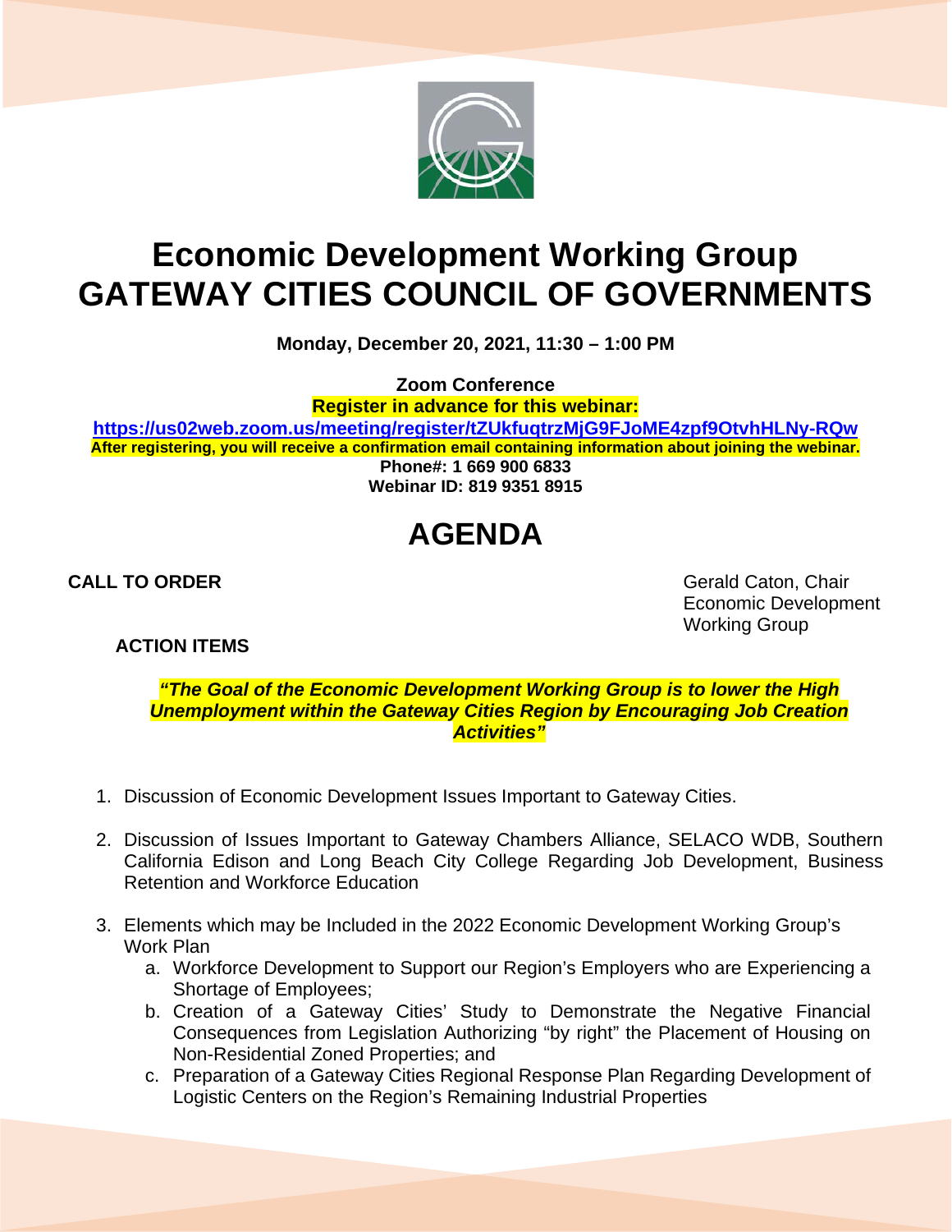# Economic Development Working Group
# GATEWAY CITIES COUNCIL OF GOVERNMENTS

**Monday, December 20, 2021, 11:30 – 1:00 PM**

**Zoom Conference**
**Register in advance for this webinar:**
**https://us02web.zoom.us/meeting/register/tZUkfuqtrzMjG9FJoME4zpf9OtvhHLNy-RQw**
**After registering, you will receive a confirmation email containing information about joining the webinar.**
**Phone#: 1 669 900 6833**
**Webinar ID: 819 9351 8915**

# AGENDA

**CALL TO ORDER**

Gerald Caton, Chair
Economic Development
Working Group

**ACTION ITEMS**

***"The Goal of the Economic Development Working Group is to lower the High Unemployment within the Gateway Cities Region by Encouraging Job Creation Activities"***

1. Discussion of Economic Development Issues Important to Gateway Cities.

2. Discussion of Issues Important to Gateway Chambers Alliance, SELACO WDB, Southern California Edison and Long Beach City College Regarding Job Development, Business Retention and Workforce Education

3. Elements which may be Included in the 2022 Economic Development Working Group's Work Plan
   a. Workforce Development to Support our Region's Employers who are Experiencing a Shortage of Employees;
   b. Creation of a Gateway Cities' Study to Demonstrate the Negative Financial Consequences from Legislation Authorizing "by right" the Placement of Housing on Non-Residential Zoned Properties; and
   c. Preparation of a Gateway Cities Regional Response Plan Regarding Development of Logistic Centers on the Region's Remaining Industrial Properties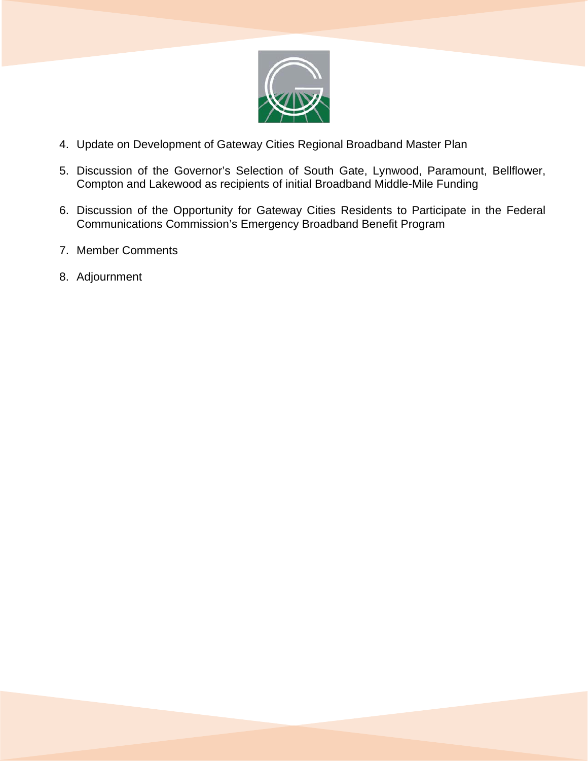4. Update on Development of Gateway Cities Regional Broadband Master Plan

5. Discussion of the Governor's Selection of South Gate, Lynwood, Paramount, Bellflower, Compton and Lakewood as recipients of initial Broadband Middle-Mile Funding

6. Discussion of the Opportunity for Gateway Cities Residents to Participate in the Federal Communications Commission's Emergency Broadband Benefit Program

7. Member Comments

8. Adjournment